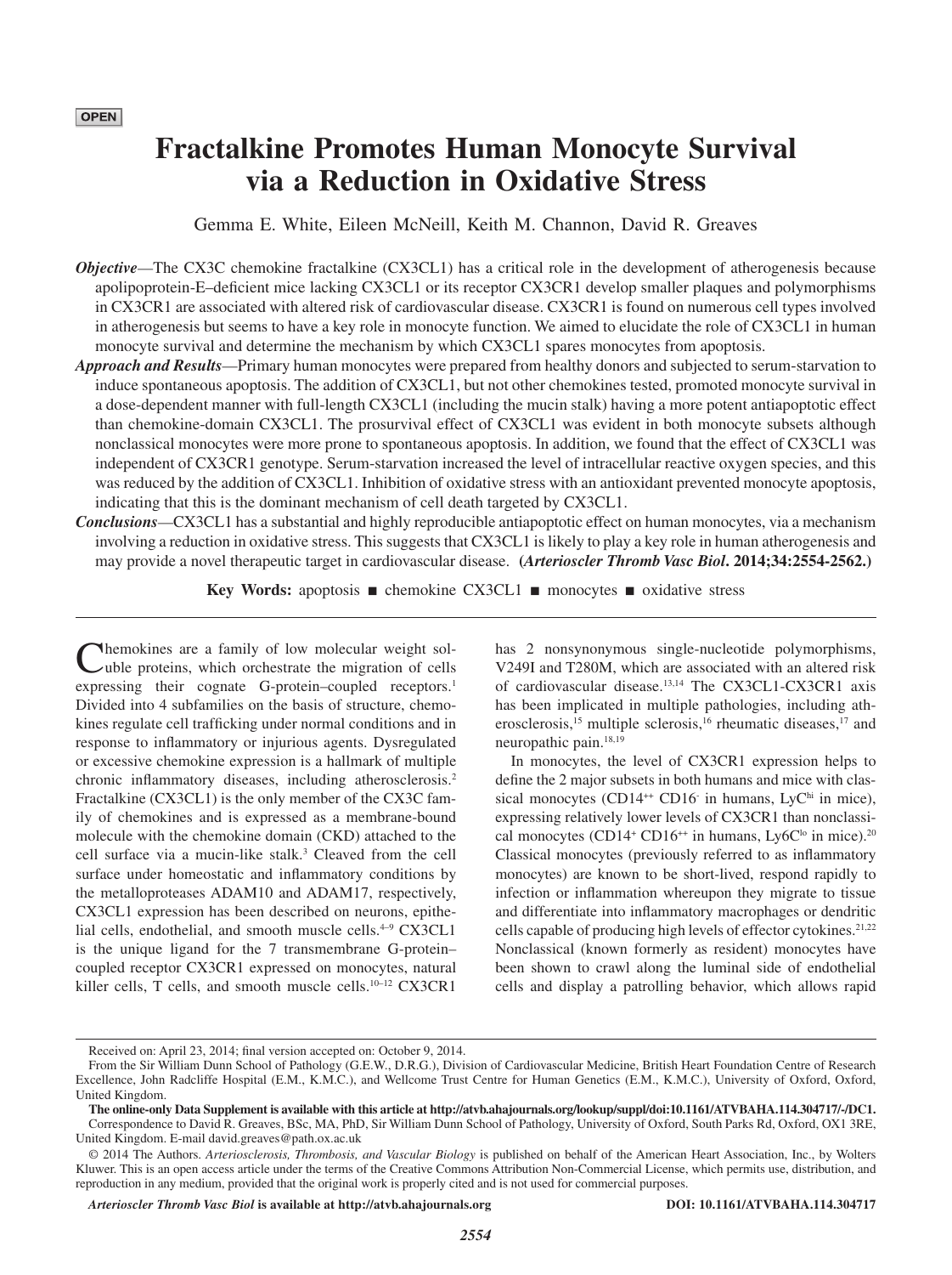OPEN

# Fractalkine Promotes Human Monocyte Survival via a Reduction in Oxidative Stress

Gemma E. White, Eileen McNeill, Keith M. Channon, David R. Greaves

***Objective*—**The CX3C chemokine fractalkine (CX3CL1) has a critical role in the development of atherogenesis because apolipoprotein-E–deficient mice lacking CX3CL1 or its receptor CX3CR1 develop smaller plaques and polymorphisms in CX3CR1 are associated with altered risk of cardiovascular disease. CX3CR1 is found on numerous cell types involved in atherogenesis but seems to have a key role in monocyte function. We aimed to elucidate the role of CX3CL1 in human monocyte survival and determine the mechanism by which CX3CL1 spares monocytes from apoptosis.

***Approach and Results*—**Primary human monocytes were prepared from healthy donors and subjected to serum-starvation to induce spontaneous apoptosis. The addition of CX3CL1, but not other chemokines tested, promoted monocyte survival in a dose-dependent manner with full-length CX3CL1 (including the mucin stalk) having a more potent antiapoptotic effect than chemokine-domain CX3CL1. The prosurvival effect of CX3CL1 was evident in both monocyte subsets although nonclassical monocytes were more prone to spontaneous apoptosis. In addition, we found that the effect of CX3CL1 was independent of CX3CR1 genotype. Serum-starvation increased the level of intracellular reactive oxygen species, and this was reduced by the addition of CX3CL1. Inhibition of oxidative stress with an antioxidant prevented monocyte apoptosis, indicating that this is the dominant mechanism of cell death targeted by CX3CL1.

***Conclusions*—**CX3CL1 has a substantial and highly reproducible antiapoptotic effect on human monocytes, via a mechanism involving a reduction in oxidative stress. This suggests that CX3CL1 is likely to play a key role in human atherogenesis and may provide a novel therapeutic target in cardiovascular disease. **(*Arterioscler Thromb Vasc Biol*. 2014;34:2554-2562.)**

**Key Words:** apoptosis ■ chemokine CX3CL1 ■ monocytes ■ oxidative stress

Chemokines are a family of low molecular weight soluble proteins, which orchestrate the migration of cells expressing their cognate G-protein–coupled receptors.[1] Divided into 4 subfamilies on the basis of structure, chemokines regulate cell trafficking under normal conditions and in response to inflammatory or injurious agents. Dysregulated or excessive chemokine expression is a hallmark of multiple chronic inflammatory diseases, including atherosclerosis.[2] Fractalkine (CX3CL1) is the only member of the CX3C family of chemokines and is expressed as a membrane-bound molecule with the chemokine domain (CKD) attached to the cell surface via a mucin-like stalk.[3] Cleaved from the cell surface under homeostatic and inflammatory conditions by the metalloproteases ADAM10 and ADAM17, respectively, CX3CL1 expression has been described on neurons, epithelial cells, endothelial, and smooth muscle cells.[4–9] CX3CL1 is the unique ligand for the 7 transmembrane G-protein–coupled receptor CX3CR1 expressed on monocytes, natural killer cells, T cells, and smooth muscle cells.[10–12] CX3CR1 has 2 nonsynonymous single-nucleotide polymorphisms, V249I and T280M, which are associated with an altered risk of cardiovascular disease.[13,14] The CX3CL1-CX3CR1 axis has been implicated in multiple pathologies, including atherosclerosis,[15] multiple sclerosis,[16] rheumatic diseases,[17] and neuropathic pain.[18,19]

In monocytes, the level of CX3CR1 expression helps to define the 2 major subsets in both humans and mice with classical monocytes (CD14$^{++}$ CD16$^{-}$ in humans, LyC$^{hi}$ in mice), expressing relatively lower levels of CX3CR1 than nonclassical monocytes (CD14$^{+}$ CD16$^{++}$ in humans, Ly6C$^{lo}$ in mice).[20] Classical monocytes (previously referred to as inflammatory monocytes) are known to be short-lived, respond rapidly to infection or inflammation whereupon they migrate to tissue and differentiate into inflammatory macrophages or dendritic cells capable of producing high levels of effector cytokines.[21,22] Nonclassical (known formerly as resident) monocytes have been shown to crawl along the luminal side of endothelial cells and display a patrolling behavior, which allows rapid

Received on: April 23, 2014; final version accepted on: October 9, 2014.

From the Sir William Dunn School of Pathology (G.E.W., D.R.G.), Division of Cardiovascular Medicine, British Heart Foundation Centre of Research Excellence, John Radcliffe Hospital (E.M., K.M.C.), and Wellcome Trust Centre for Human Genetics (E.M., K.M.C.), University of Oxford, Oxford, United Kingdom.

**The online-only Data Supplement is available with this article at http://atvb.ahajournals.org/lookup/suppl/doi:10.1161/ATVBAHA.114.304717/-/DC1.**

Correspondence to David R. Greaves, BSc, MA, PhD, Sir William Dunn School of Pathology, University of Oxford, South Parks Rd, Oxford, OX1 3RE, United Kingdom. E-mail david.greaves@path.ox.ac.uk

© 2014 The Authors. *Arteriosclerosis, Thrombosis, and Vascular Biology* is published on behalf of the American Heart Association, Inc., by Wolters Kluwer. This is an open access article under the terms of the Creative Commons Attribution Non-Commercial License, which permits use, distribution, and reproduction in any medium, provided that the original work is properly cited and is not used for commercial purposes.

***Arterioscler Thromb Vasc Biol*** **is available at http://atvb.ahajournals.org** **DOI: 10.1161/ATVBAHA.114.304717**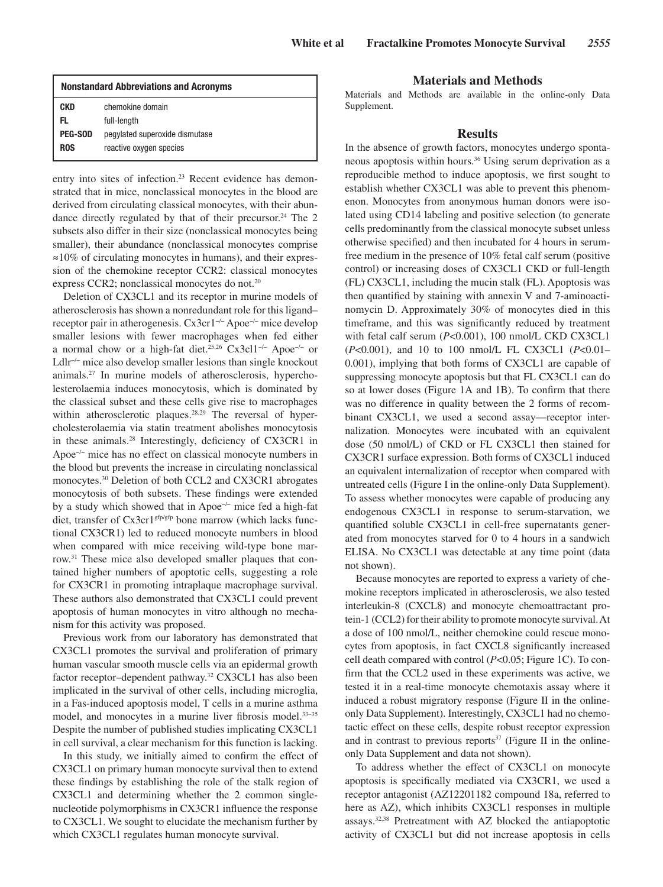| Nonstandard Abbreviations and Acronyms | |
|---|---|
| **CKD** | chemokine domain |
| **FL** | full-length |
| **PEG-SOD** | pegylated superoxide dismutase |
| **ROS** | reactive oxygen species |

entry into sites of infection.[23] Recent evidence has demonstrated that in mice, nonclassical monocytes in the blood are derived from circulating classical monocytes, with their abundance directly regulated by that of their precursor.[24] The 2 subsets also differ in their size (nonclassical monocytes being smaller), their abundance (nonclassical monocytes comprise ≈10% of circulating monocytes in humans), and their expression of the chemokine receptor CCR2: classical monocytes express CCR2; nonclassical monocytes do not.[20]

Deletion of CX3CL1 and its receptor in murine models of atherosclerosis has shown a nonredundant role for this ligand–receptor pair in atherogenesis. $Cx3cr1^{-/-}$ $Apoe^{-/-}$ mice develop smaller lesions with fewer macrophages when fed either a normal chow or a high-fat diet.[25,26] $Cx3cl1^{-/-}$ $Apoe^{-/-}$ or $Ldlr^{-/-}$ mice also develop smaller lesions than single knockout animals.[27] In murine models of atherosclerosis, hypercholesterolaemia induces monocytosis, which is dominated by the classical subset and these cells give rise to macrophages within atherosclerotic plaques.[28,29] The reversal of hypercholesterolaemia via statin treatment abolishes monocytosis in these animals.[28] Interestingly, deficiency of CX3CR1 in $Apoe^{-/-}$ mice has no effect on classical monocyte numbers in the blood but prevents the increase in circulating nonclassical monocytes.[30] Deletion of both CCL2 and CX3CR1 abrogates monocytosis of both subsets. These findings were extended by a study which showed that in $Apoe^{-/-}$ mice fed a high-fat diet, transfer of $Cx3cr1^{gfp/gfp}$ bone marrow (which lacks functional CX3CR1) led to reduced monocyte numbers in blood when compared with mice receiving wild-type bone marrow.[31] These mice also developed smaller plaques that contained higher numbers of apoptotic cells, suggesting a role for CX3CR1 in promoting intraplaque macrophage survival. These authors also demonstrated that CX3CL1 could prevent apoptosis of human monocytes in vitro although no mechanism for this activity was proposed.

Previous work from our laboratory has demonstrated that CX3CL1 promotes the survival and proliferation of primary human vascular smooth muscle cells via an epidermal growth factor receptor–dependent pathway.[32] CX3CL1 has also been implicated in the survival of other cells, including microglia, in a Fas-induced apoptosis model, T cells in a murine asthma model, and monocytes in a murine liver fibrosis model.[33–35] Despite the number of published studies implicating CX3CL1 in cell survival, a clear mechanism for this function is lacking.

In this study, we initially aimed to confirm the effect of CX3CL1 on primary human monocyte survival then to extend these findings by establishing the role of the stalk region of CX3CL1 and determining whether the 2 common single-nucleotide polymorphisms in CX3CR1 influence the response to CX3CL1. We sought to elucidate the mechanism further by which CX3CL1 regulates human monocyte survival.

## Materials and Methods

Materials and Methods are available in the online-only Data Supplement.

## Results

In the absence of growth factors, monocytes undergo spontaneous apoptosis within hours.[36] Using serum deprivation as a reproducible method to induce apoptosis, we first sought to establish whether CX3CL1 was able to prevent this phenomenon. Monocytes from anonymous human donors were isolated using CD14 labeling and positive selection (to generate cells predominantly from the classical monocyte subset unless otherwise specified) and then incubated for 4 hours in serum-free medium in the presence of 10% fetal calf serum (positive control) or increasing doses of CX3CL1 CKD or full-length (FL) CX3CL1, including the mucin stalk (FL). Apoptosis was then quantified by staining with annexin V and 7-aminoactinomycin D. Approximately 30% of monocytes died in this timeframe, and this was significantly reduced by treatment with fetal calf serum ($P<0.001$), 100 nmol/L CKD CX3CL1 ($P<0.001$), and 10 to 100 nmol/L FL CX3CL1 ($P<0.01$–0.001), implying that both forms of CX3CL1 are capable of suppressing monocyte apoptosis but that FL CX3CL1 can do so at lower doses (Figure 1A and 1B). To confirm that there was no difference in quality between the 2 forms of recombinant CX3CL1, we used a second assay—receptor internalization. Monocytes were incubated with an equivalent dose (50 nmol/L) of CKD or FL CX3CL1 then stained for CX3CR1 surface expression. Both forms of CX3CL1 induced an equivalent internalization of receptor when compared with untreated cells (Figure I in the online-only Data Supplement). To assess whether monocytes were capable of producing any endogenous CX3CL1 in response to serum-starvation, we quantified soluble CX3CL1 in cell-free supernatants generated from monocytes starved for 0 to 4 hours in a sandwich ELISA. No CX3CL1 was detectable at any time point (data not shown).

Because monocytes are reported to express a variety of chemokine receptors implicated in atherosclerosis, we also tested interleukin-8 (CXCL8) and monocyte chemoattractant protein-1 (CCL2) for their ability to promote monocyte survival. At a dose of 100 nmol/L, neither chemokine could rescue monocytes from apoptosis, in fact CXCL8 significantly increased cell death compared with control ($P<0.05$; Figure 1C). To confirm that the CCL2 used in these experiments was active, we tested it in a real-time monocyte chemotaxis assay where it induced a robust migratory response (Figure II in the online-only Data Supplement). Interestingly, CX3CL1 had no chemotactic effect on these cells, despite robust receptor expression and in contrast to previous reports[37] (Figure II in the online-only Data Supplement and data not shown).

To address whether the effect of CX3CL1 on monocyte apoptosis is specifically mediated via CX3CR1, we used a receptor antagonist (AZ12201182 compound 18a, referred to here as AZ), which inhibits CX3CL1 responses in multiple assays.[32,38] Pretreatment with AZ blocked the antiapoptotic activity of CX3CL1 but did not increase apoptosis in cells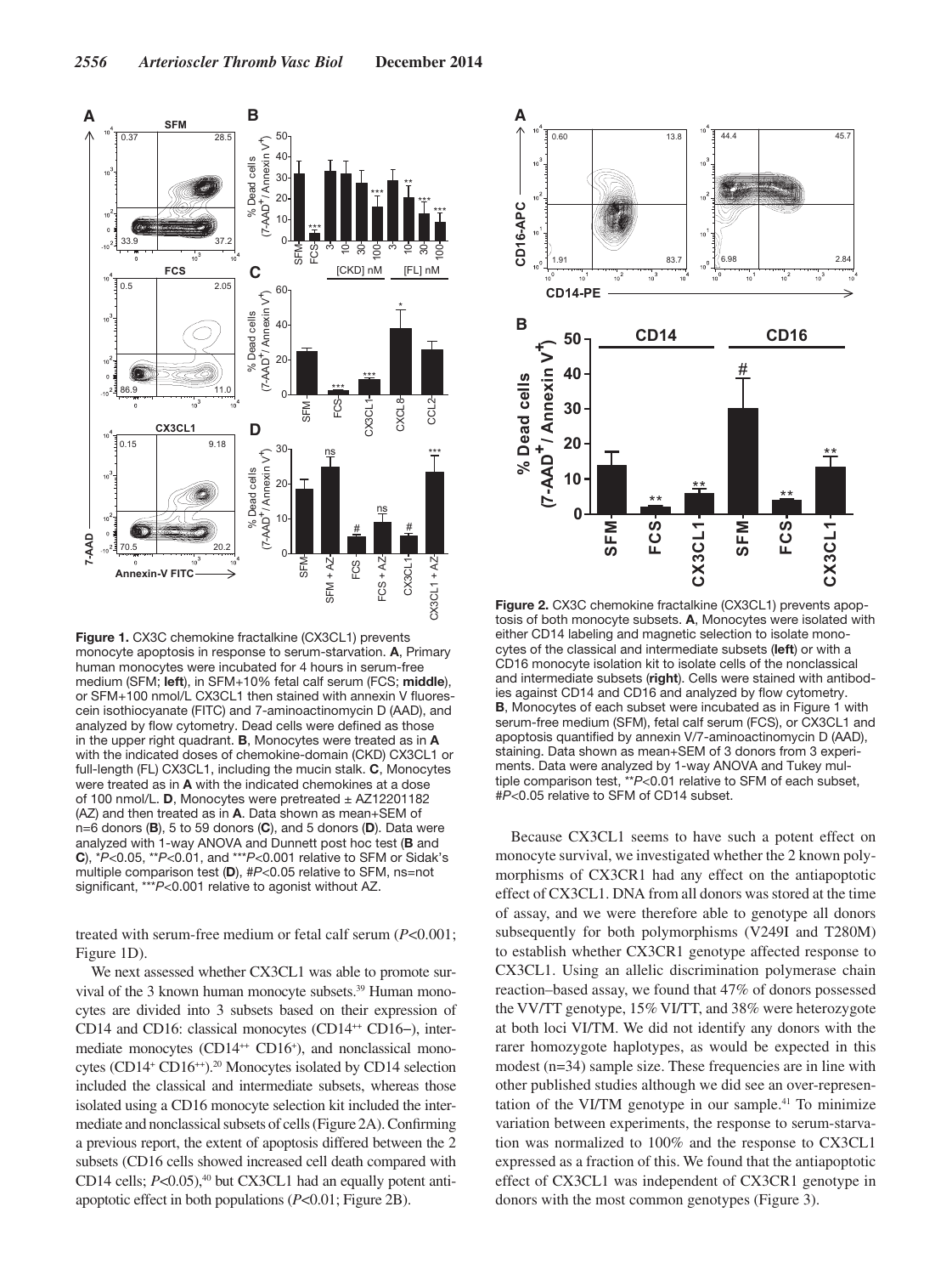**Figure 1.** CX3C chemokine fractalkine (CX3CL1) prevents monocyte apoptosis in response to serum-starvation. **A**, Primary human monocytes were incubated for 4 hours in serum-free medium (SFM; **left**), in SFM+10% fetal calf serum (FCS; **middle**), or SFM+100 nmol/L CX3CL1 then stained with annexin V fluorescein isothiocyanate (FITC) and 7-aminoactinomycin D (AAD), and analyzed by flow cytometry. Dead cells were defined as those in the upper right quadrant. **B**, Monocytes were treated as in **A** with the indicated doses of chemokine-domain (CKD) CX3CL1 or full-length (FL) CX3CL1, including the mucin stalk. **C**, Monocytes were treated as in **A** with the indicated chemokines at a dose of 100 nmol/L. **D**, Monocytes were pretreated ± AZ12201182 (AZ) and then treated as in **A**. Data shown as mean+SEM of n=6 donors (**B**), 5 to 59 donors (**C**), and 5 donors (**D**). Data were analyzed with 1-way ANOVA and Dunnett post hoc test (**B** and **C**), \*$P<0.05$, \*\*$P<0.01$, and \*\*\*$P<0.001$ relative to SFM or Sidak's multiple comparison test (**D**), #$P<0.05$ relative to SFM, ns=not significant, \*\*\*$P<0.001$ relative to agonist without AZ.

**Figure 2.** CX3C chemokine fractalkine (CX3CL1) prevents apoptosis of both monocyte subsets. **A**, Monocytes were isolated with either CD14 labeling and magnetic selection to isolate monocytes of the classical and intermediate subsets (**left**) or with a CD16 monocyte isolation kit to isolate cells of the nonclassical and intermediate subsets (**right**). Cells were stained with antibodies against CD14 and CD16 and analyzed by flow cytometry. **B**, Monocytes of each subset were incubated as in Figure 1 with serum-free medium (SFM), fetal calf serum (FCS), or CX3CL1 and apoptosis quantified by annexin V/7-aminoactinomycin D (AAD), staining. Data shown as mean+SEM of 3 donors from 3 experiments. Data were analyzed by 1-way ANOVA and Tukey multiple comparison test, \*\*$P<0.01$ relative to SFM of each subset, #$P<0.05$ relative to SFM of CD14 subset.

treated with serum-free medium or fetal calf serum ($P<0.001$; Figure 1D).

We next assessed whether CX3CL1 was able to promote survival of the 3 known human monocyte subsets.[39] Human monocytes are divided into 3 subsets based on their expression of CD14 and CD16: classical monocytes ($CD14^{++}$ CD16−), intermediate monocytes ($CD14^{++}$ $CD16^{+}$), and nonclassical monocytes ($CD14^{+}$ $CD16^{++}$).[20] Monocytes isolated by CD14 selection included the classical and intermediate subsets, whereas those isolated using a CD16 monocyte selection kit included the intermediate and nonclassical subsets of cells (Figure 2A). Confirming a previous report, the extent of apoptosis differed between the 2 subsets (CD16 cells showed increased cell death compared with CD14 cells; $P<0.05$),[40] but CX3CL1 had an equally potent antiapoptotic effect in both populations ($P<0.01$; Figure 2B).

Because CX3CL1 seems to have such a potent effect on monocyte survival, we investigated whether the 2 known polymorphisms of CX3CR1 had any effect on the antiapoptotic effect of CX3CL1. DNA from all donors was stored at the time of assay, and we were therefore able to genotype all donors subsequently for both polymorphisms (V249I and T280M) to establish whether CX3CR1 genotype affected response to CX3CL1. Using an allelic discrimination polymerase chain reaction–based assay, we found that 47% of donors possessed the VV/TT genotype, 15% VI/TT, and 38% were heterozygote at both loci VI/TM. We did not identify any donors with the rarer homozygote haplotypes, as would be expected in this modest (n=34) sample size. These frequencies are in line with other published studies although we did see an over-representation of the VI/TM genotype in our sample.[41] To minimize variation between experiments, the response to serum-starvation was normalized to 100% and the response to CX3CL1 expressed as a fraction of this. We found that the antiapoptotic effect of CX3CL1 was independent of CX3CR1 genotype in donors with the most common genotypes (Figure 3).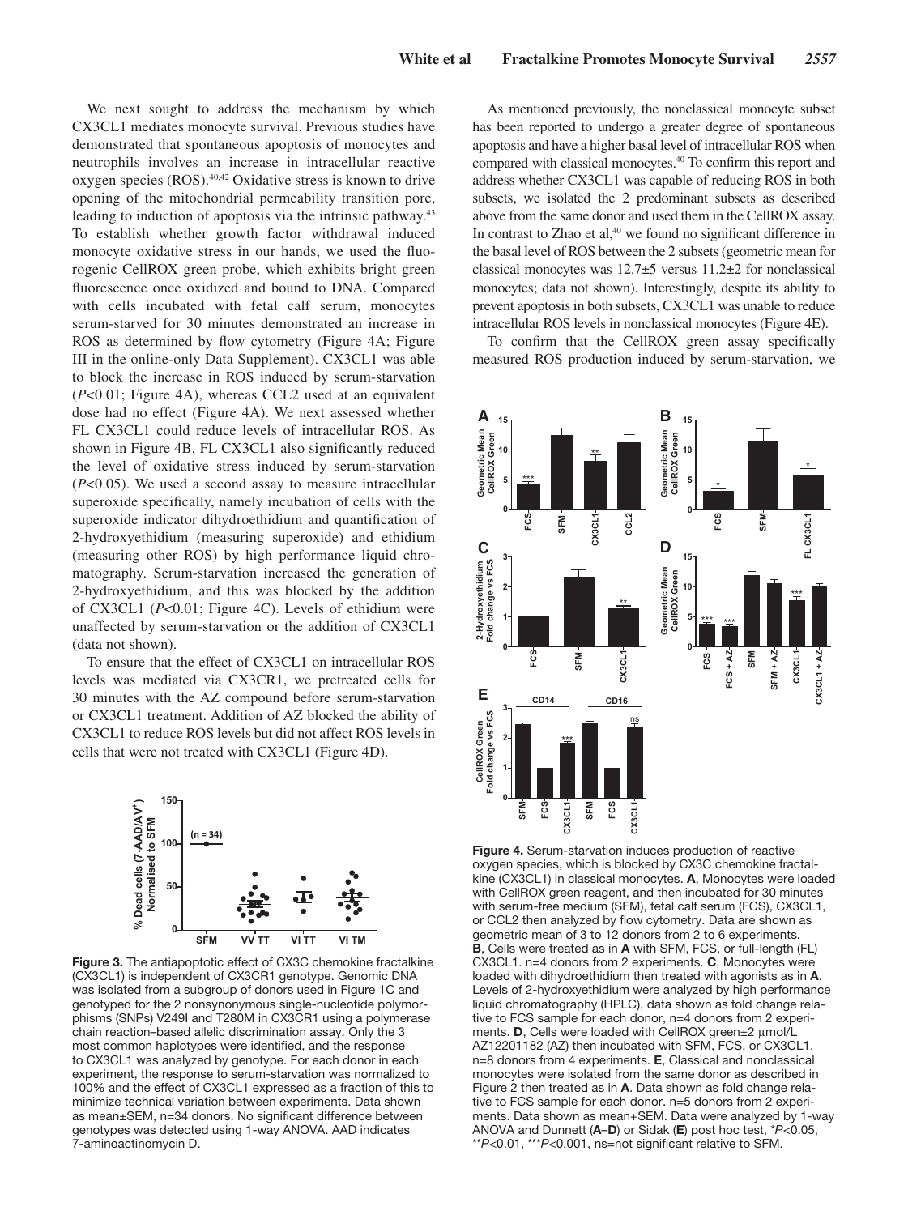We next sought to address the mechanism by which CX3CL1 mediates monocyte survival. Previous studies have demonstrated that spontaneous apoptosis of monocytes and neutrophils involves an increase in intracellular reactive oxygen species (ROS).[40,42] Oxidative stress is known to drive opening of the mitochondrial permeability transition pore, leading to induction of apoptosis via the intrinsic pathway.[43] To establish whether growth factor withdrawal induced monocyte oxidative stress in our hands, we used the fluorogenic CellROX green probe, which exhibits bright green fluorescence once oxidized and bound to DNA. Compared with cells incubated with fetal calf serum, monocytes serum-starved for 30 minutes demonstrated an increase in ROS as determined by flow cytometry (Figure 4A; Figure III in the online-only Data Supplement). CX3CL1 was able to block the increase in ROS induced by serum-starvation ($P<0.01$; Figure 4A), whereas CCL2 used at an equivalent dose had no effect (Figure 4A). We next assessed whether FL CX3CL1 could reduce levels of intracellular ROS. As shown in Figure 4B, FL CX3CL1 also significantly reduced the level of oxidative stress induced by serum-starvation ($P<0.05$). We used a second assay to measure intracellular superoxide specifically, namely incubation of cells with the superoxide indicator dihydroethidium and quantification of 2-hydroxyethidium (measuring superoxide) and ethidium (measuring other ROS) by high performance liquid chromatography. Serum-starvation increased the generation of 2-hydroxyethidium, and this was blocked by the addition of CX3CL1 ($P<0.01$; Figure 4C). Levels of ethidium were unaffected by serum-starvation or the addition of CX3CL1 (data not shown).

To ensure that the effect of CX3CL1 on intracellular ROS levels was mediated via CX3CR1, we pretreated cells for 30 minutes with the AZ compound before serum-starvation or CX3CL1 treatment. Addition of AZ blocked the ability of CX3CL1 to reduce ROS levels but did not affect ROS levels in cells that were not treated with CX3CL1 (Figure 4D).

**Figure 3.** The antiapoptotic effect of CX3C chemokine fractalkine (CX3CL1) is independent of CX3CR1 genotype. Genomic DNA was isolated from a subgroup of donors used in Figure 1C and genotyped for the 2 nonsynonymous single-nucleotide polymorphisms (SNPs) V249I and T280M in CX3CR1 using a polymerase chain reaction–based allelic discrimination assay. Only the 3 most common haplotypes were identified, and the response to CX3CL1 was analyzed by genotype. For each donor in each experiment, the response to serum-starvation was normalized to 100% and the effect of CX3CL1 expressed as a fraction of this to minimize technical variation between experiments. Data shown as mean±SEM, n=34 donors. No significant difference between genotypes was detected using 1-way ANOVA. AAD indicates 7-aminoactinomycin D.

As mentioned previously, the nonclassical monocyte subset has been reported to undergo a greater degree of spontaneous apoptosis and have a higher basal level of intracellular ROS when compared with classical monocytes.[40] To confirm this report and address whether CX3CL1 was capable of reducing ROS in both subsets, we isolated the 2 predominant subsets as described above from the same donor and used them in the CellROX assay. In contrast to Zhao et al,[40] we found no significant difference in the basal level of ROS between the 2 subsets (geometric mean for classical monocytes was 12.7±5 versus 11.2±2 for nonclassical monocytes; data not shown). Interestingly, despite its ability to prevent apoptosis in both subsets, CX3CL1 was unable to reduce intracellular ROS levels in nonclassical monocytes (Figure 4E).

To confirm that the CellROX green assay specifically measured ROS production induced by serum-starvation, we

**Figure 4.** Serum-starvation induces production of reactive oxygen species, which is blocked by CX3C chemokine fractalkine (CX3CL1) in classical monocytes. **A**, Monocytes were loaded with CellROX green reagent, and then incubated for 30 minutes with serum-free medium (SFM), fetal calf serum (FCS), CX3CL1, or CCL2 then analyzed by flow cytometry. Data are shown as geometric mean of 3 to 12 donors from 2 to 6 experiments. **B**, Cells were treated as in **A** with SFM, FCS, or full-length (FL) CX3CL1. n=4 donors from 2 experiments. **C**, Monocytes were loaded with dihydroethidium then treated with agonists as in **A**. Levels of 2-hydroxyethidium were analyzed by high performance liquid chromatography (HPLC), data shown as fold change relative to FCS sample for each donor, n=4 donors from 2 experiments. **D**, Cells were loaded with CellROX green±2 μmol/L AZ12201182 (AZ) then incubated with SFM, FCS, or CX3CL1. n=8 donors from 4 experiments. **E**, Classical and nonclassical monocytes were isolated from the same donor as described in Figure 2 then treated as in **A**. Data shown as fold change relative to FCS sample for each donor. n=5 donors from 2 experiments. Data shown as mean+SEM. Data were analyzed by 1-way ANOVA and Dunnett (**A**–**D**) or Sidak (**E**) post hoc test, \*$P<0.05$, \*\*$P<0.01$, \*\*\*$P<0.001$, ns=not significant relative to SFM.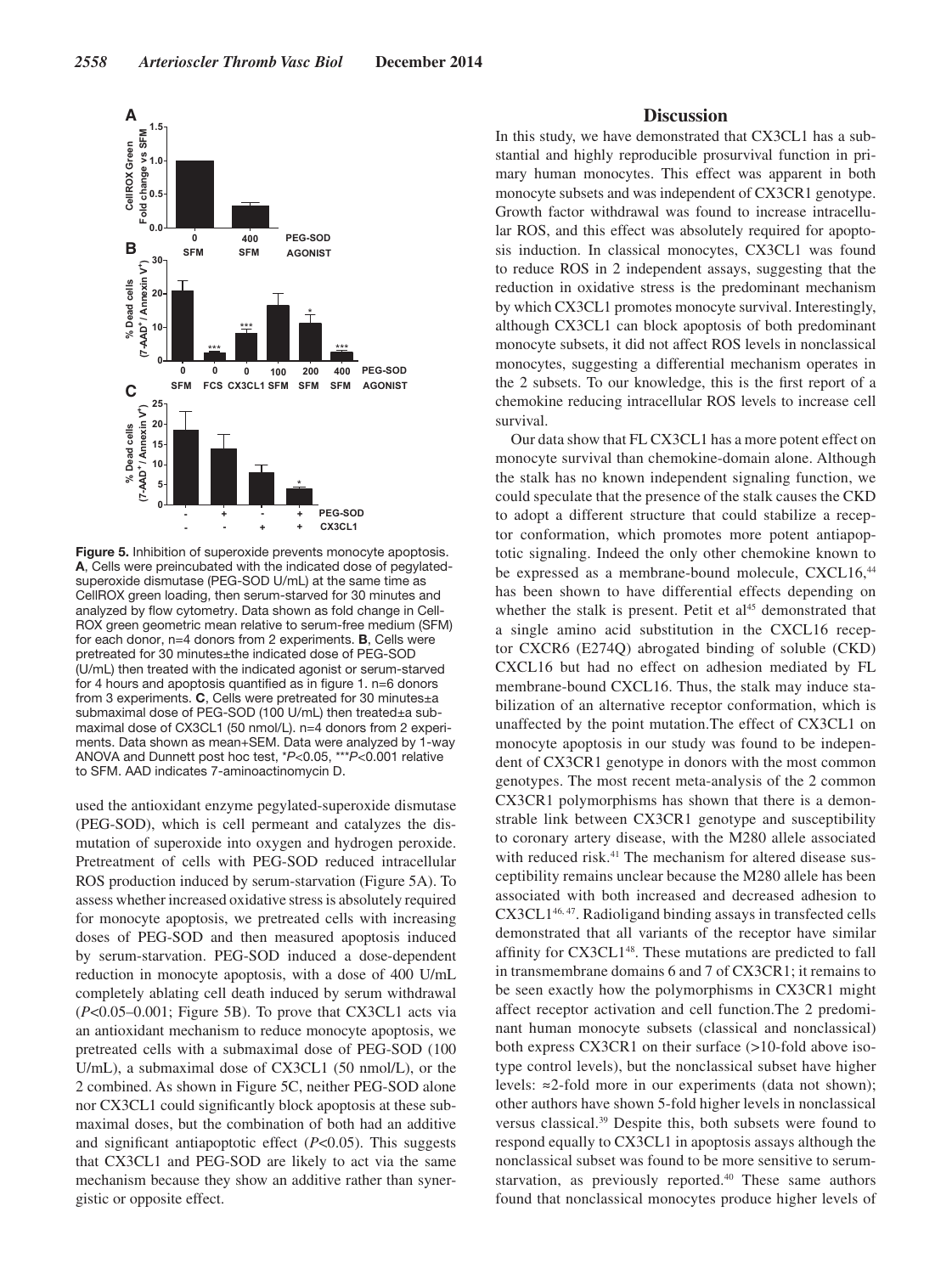**Figure 5.** Inhibition of superoxide prevents monocyte apoptosis. **A**, Cells were preincubated with the indicated dose of pegylated-superoxide dismutase (PEG-SOD U/mL) at the same time as CellROX green loading, then serum-starved for 30 minutes and analyzed by flow cytometry. Data shown as fold change in CellROX green geometric mean relative to serum-free medium (SFM) for each donor, n=4 donors from 2 experiments. **B**, Cells were pretreated for 30 minutes±the indicated dose of PEG-SOD (U/mL) then treated with the indicated agonist or serum-starved for 4 hours and apoptosis quantified as in figure 1. n=6 donors from 3 experiments. **C**, Cells were pretreated for 30 minutes±a submaximal dose of PEG-SOD (100 U/mL) then treated±a submaximal dose of CX3CL1 (50 nmol/L). n=4 donors from 2 experiments. Data shown as mean+SEM. Data were analyzed by 1-way ANOVA and Dunnett post hoc test, \*$P<0.05$, \*\*\*$P<0.001$ relative to SFM. AAD indicates 7-aminoactinomycin D.

used the antioxidant enzyme pegylated-superoxide dismutase (PEG-SOD), which is cell permeant and catalyzes the dismutation of superoxide into oxygen and hydrogen peroxide. Pretreatment of cells with PEG-SOD reduced intracellular ROS production induced by serum-starvation (Figure 5A). To assess whether increased oxidative stress is absolutely required for monocyte apoptosis, we pretreated cells with increasing doses of PEG-SOD and then measured apoptosis induced by serum-starvation. PEG-SOD induced a dose-dependent reduction in monocyte apoptosis, with a dose of 400 U/mL completely ablating cell death induced by serum withdrawal ($P<0.05$–0.001; Figure 5B). To prove that CX3CL1 acts via an antioxidant mechanism to reduce monocyte apoptosis, we pretreated cells with a submaximal dose of PEG-SOD (100 U/mL), a submaximal dose of CX3CL1 (50 nmol/L), or the 2 combined. As shown in Figure 5C, neither PEG-SOD alone nor CX3CL1 could significantly block apoptosis at these submaximal doses, but the combination of both had an additive and significant antiapoptotic effect ($P<0.05$). This suggests that CX3CL1 and PEG-SOD are likely to act via the same mechanism because they show an additive rather than synergistic or opposite effect.

## Discussion

In this study, we have demonstrated that CX3CL1 has a substantial and highly reproducible prosurvival function in primary human monocytes. This effect was apparent in both monocyte subsets and was independent of CX3CR1 genotype. Growth factor withdrawal was found to increase intracellular ROS, and this effect was absolutely required for apoptosis induction. In classical monocytes, CX3CL1 was found to reduce ROS in 2 independent assays, suggesting that the reduction in oxidative stress is the predominant mechanism by which CX3CL1 promotes monocyte survival. Interestingly, although CX3CL1 can block apoptosis of both predominant monocyte subsets, it did not affect ROS levels in nonclassical monocytes, suggesting a differential mechanism operates in the 2 subsets. To our knowledge, this is the first report of a chemokine reducing intracellular ROS levels to increase cell survival.

Our data show that FL CX3CL1 has a more potent effect on monocyte survival than chemokine-domain alone. Although the stalk has no known independent signaling function, we could speculate that the presence of the stalk causes the CKD to adopt a different structure that could stabilize a receptor conformation, which promotes more potent antiapoptotic signaling. Indeed the only other chemokine known to be expressed as a membrane-bound molecule, CXCL16,[44] has been shown to have differential effects depending on whether the stalk is present. Petit et al[45] demonstrated that a single amino acid substitution in the CXCL16 receptor CXCR6 (E274Q) abrogated binding of soluble (CKD) CXCL16 but had no effect on adhesion mediated by FL membrane-bound CXCL16. Thus, the stalk may induce stabilization of an alternative receptor conformation, which is unaffected by the point mutation.The effect of CX3CL1 on monocyte apoptosis in our study was found to be independent of CX3CR1 genotype in donors with the most common genotypes. The most recent meta-analysis of the 2 common CX3CR1 polymorphisms has shown that there is a demonstrable link between CX3CR1 genotype and susceptibility to coronary artery disease, with the M280 allele associated with reduced risk.[41] The mechanism for altered disease susceptibility remains unclear because the M280 allele has been associated with both increased and decreased adhesion to CX3CL1[46,47]. Radioligand binding assays in transfected cells demonstrated that all variants of the receptor have similar affinity for CX3CL1[48]. These mutations are predicted to fall in transmembrane domains 6 and 7 of CX3CR1; it remains to be seen exactly how the polymorphisms in CX3CR1 might affect receptor activation and cell function.The 2 predominant human monocyte subsets (classical and nonclassical) both express CX3CR1 on their surface (>10-fold above isotype control levels), but the nonclassical subset have higher levels: ≈2-fold more in our experiments (data not shown); other authors have shown 5-fold higher levels in nonclassical versus classical.[39] Despite this, both subsets were found to respond equally to CX3CL1 in apoptosis assays although the nonclassical subset was found to be more sensitive to serum-starvation, as previously reported.[40] These same authors found that nonclassical monocytes produce higher levels of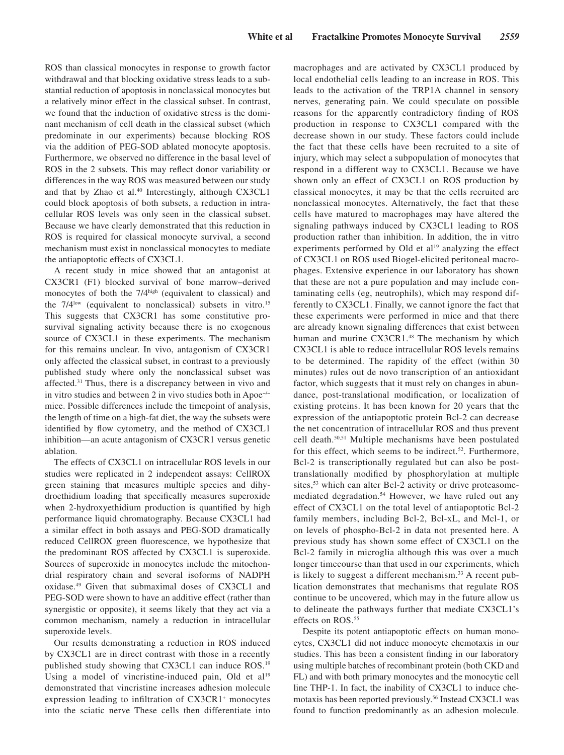ROS than classical monocytes in response to growth factor withdrawal and that blocking oxidative stress leads to a substantial reduction of apoptosis in nonclassical monocytes but a relatively minor effect in the classical subset. In contrast, we found that the induction of oxidative stress is the dominant mechanism of cell death in the classical subset (which predominate in our experiments) because blocking ROS via the addition of PEG-SOD ablated monocyte apoptosis. Furthermore, we observed no difference in the basal level of ROS in the 2 subsets. This may reflect donor variability or differences in the way ROS was measured between our study and that by Zhao et al.[40] Interestingly, although CX3CL1 could block apoptosis of both subsets, a reduction in intracellular ROS levels was only seen in the classical subset. Because we have clearly demonstrated that this reduction in ROS is required for classical monocyte survival, a second mechanism must exist in nonclassical monocytes to mediate the antiapoptotic effects of CX3CL1.

A recent study in mice showed that an antagonist at CX3CR1 (F1) blocked survival of bone marrow–derived monocytes of both the 7/4$^{high}$ (equivalent to classical) and the 7/4$^{low}$ (equivalent to nonclassical) subsets in vitro.[15] This suggests that CX3CR1 has some constitutive prosurvival signaling activity because there is no exogenous source of CX3CL1 in these experiments. The mechanism for this remains unclear. In vivo, antagonism of CX3CR1 only affected the classical subset, in contrast to a previously published study where only the nonclassical subset was affected.[31] Thus, there is a discrepancy between in vivo and in vitro studies and between 2 in vivo studies both in Apoe$^{-/-}$ mice. Possible differences include the timepoint of analysis, the length of time on a high-fat diet, the way the subsets were identified by flow cytometry, and the method of CX3CL1 inhibition—an acute antagonism of CX3CR1 versus genetic ablation.

The effects of CX3CL1 on intracellular ROS levels in our studies were replicated in 2 independent assays: CellROX green staining that measures multiple species and dihydroethidium loading that specifically measures superoxide when 2-hydroxyethidium production is quantified by high performance liquid chromatography. Because CX3CL1 had a similar effect in both assays and PEG-SOD dramatically reduced CellROX green fluorescence, we hypothesize that the predominant ROS affected by CX3CL1 is superoxide. Sources of superoxide in monocytes include the mitochondrial respiratory chain and several isoforms of NADPH oxidase.[49] Given that submaximal doses of CX3CL1 and PEG-SOD were shown to have an additive effect (rather than synergistic or opposite), it seems likely that they act via a common mechanism, namely a reduction in intracellular superoxide levels.

Our results demonstrating a reduction in ROS induced by CX3CL1 are in direct contrast with those in a recently published study showing that CX3CL1 can induce ROS.[19] Using a model of vincristine-induced pain, Old et al[19] demonstrated that vincristine increases adhesion molecule expression leading to infiltration of CX3CR1$^{+}$ monocytes into the sciatic nerve These cells then differentiate into macrophages and are activated by CX3CL1 produced by local endothelial cells leading to an increase in ROS. This leads to the activation of the TRP1A channel in sensory nerves, generating pain. We could speculate on possible reasons for the apparently contradictory finding of ROS production in response to CX3CL1 compared with the decrease shown in our study. These factors could include the fact that these cells have been recruited to a site of injury, which may select a subpopulation of monocytes that respond in a different way to CX3CL1. Because we have shown only an effect of CX3CL1 on ROS production by classical monocytes, it may be that the cells recruited are nonclassical monocytes. Alternatively, the fact that these cells have matured to macrophages may have altered the signaling pathways induced by CX3CL1 leading to ROS production rather than inhibition. In addition, the in vitro experiments performed by Old et al[19] analyzing the effect of CX3CL1 on ROS used Biogel-elicited peritoneal macrophages. Extensive experience in our laboratory has shown that these are not a pure population and may include contaminating cells (eg, neutrophils), which may respond differently to CX3CL1. Finally, we cannot ignore the fact that these experiments were performed in mice and that there are already known signaling differences that exist between human and murine CX3CR1.[48] The mechanism by which CX3CL1 is able to reduce intracellular ROS levels remains to be determined. The rapidity of the effect (within 30 minutes) rules out de novo transcription of an antioxidant factor, which suggests that it must rely on changes in abundance, post-translational modification, or localization of existing proteins. It has been known for 20 years that the expression of the antiapoptotic protein Bcl-2 can decrease the net concentration of intracellular ROS and thus prevent cell death.[50,51] Multiple mechanisms have been postulated for this effect, which seems to be indirect.[52]. Furthermore, Bcl-2 is transcriptionally regulated but can also be post-translationally modified by phosphorylation at multiple sites,[53] which can alter Bcl-2 activity or drive proteasome-mediated degradation.[54] However, we have ruled out any effect of CX3CL1 on the total level of antiapoptotic Bcl-2 family members, including Bcl-2, Bcl-xL, and Mcl-1, or on levels of phospho-Bcl-2 in data not presented here. A previous study has shown some effect of CX3CL1 on the Bcl-2 family in microglia although this was over a much longer timecourse than that used in our experiments, which is likely to suggest a different mechanism.[33] A recent publication demonstrates that mechanisms that regulate ROS continue to be uncovered, which may in the future allow us to delineate the pathways further that mediate CX3CL1's effects on ROS.[55]

Despite its potent antiapoptotic effects on human monocytes, CX3CL1 did not induce monocyte chemotaxis in our studies. This has been a consistent finding in our laboratory using multiple batches of recombinant protein (both CKD and FL) and with both primary monocytes and the monocytic cell line THP-1. In fact, the inability of CX3CL1 to induce chemotaxis has been reported previously.[56] Instead CX3CL1 was found to function predominantly as an adhesion molecule.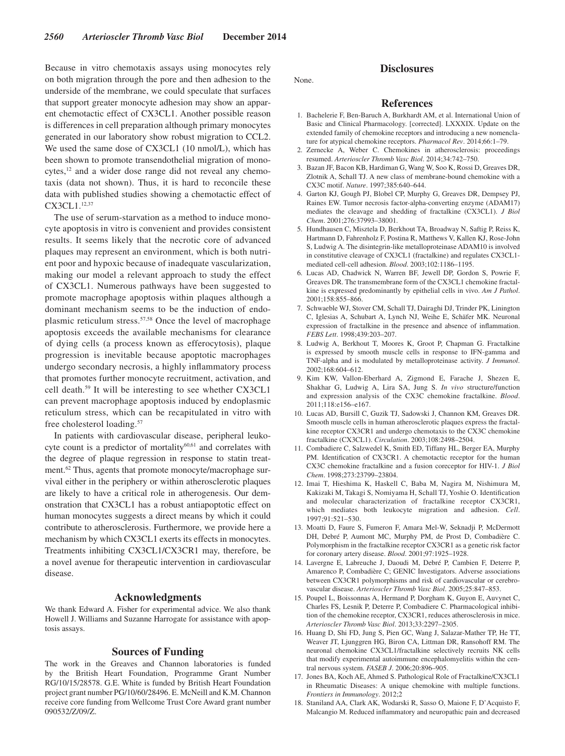Because in vitro chemotaxis assays using monocytes rely on both migration through the pore and then adhesion to the underside of the membrane, we could speculate that surfaces that support greater monocyte adhesion may show an apparent chemotactic effect of CX3CL1. Another possible reason is differences in cell preparation although primary monocytes generated in our laboratory show robust migration to CCL2. We used the same dose of CX3CL1 (10 nmol/L), which has been shown to promote transendothelial migration of monocytes,[12] and a wider dose range did not reveal any chemotaxis (data not shown). Thus, it is hard to reconcile these data with published studies showing a chemotactic effect of CX3CL1.[12,37]

The use of serum-starvation as a method to induce monocyte apoptosis in vitro is convenient and provides consistent results. It seems likely that the necrotic core of advanced plaques may represent an environment, which is both nutrient poor and hypoxic because of inadequate vascularization, making our model a relevant approach to study the effect of CX3CL1. Numerous pathways have been suggested to promote macrophage apoptosis within plaques although a dominant mechanism seems to be the induction of endoplasmic reticulum stress.[57,58] Once the level of macrophage apoptosis exceeds the available mechanisms for clearance of dying cells (a process known as efferocytosis), plaque progression is inevitable because apoptotic macrophages undergo secondary necrosis, a highly inflammatory process that promotes further monocyte recruitment, activation, and cell death.[59] It will be interesting to see whether CX3CL1 can prevent macrophage apoptosis induced by endoplasmic reticulum stress, which can be recapitulated in vitro with free cholesterol loading.[57]

In patients with cardiovascular disease, peripheral leukocyte count is a predictor of mortality[60,61] and correlates with the degree of plaque regression in response to statin treatment.[62] Thus, agents that promote monocyte/macrophage survival either in the periphery or within atherosclerotic plaques are likely to have a critical role in atherogenesis. Our demonstration that CX3CL1 has a robust antiapoptotic effect on human monocytes suggests a direct means by which it could contribute to atherosclerosis. Furthermore, we provide here a mechanism by which CX3CL1 exerts its effects in monocytes. Treatments inhibiting CX3CL1/CX3CR1 may, therefore, be a novel avenue for therapeutic intervention in cardiovascular disease.

## Acknowledgments

We thank Edward A. Fisher for experimental advice. We also thank Howell J. Williams and Suzanne Harrogate for assistance with apoptosis assays.

## Sources of Funding

The work in the Greaves and Channon laboratories is funded by the British Heart Foundation, Programme Grant Number RG/10/15/28578. G.E. White is funded by British Heart Foundation project grant number PG/10/60/28496. E. McNeill and K.M. Channon receive core funding from Wellcome Trust Core Award grant number 090532/Z/09/Z.

## Disclosures

None.

## References

1. Bachelerie F, Ben-Baruch A, Burkhardt AM, et al. International Union of Basic and Clinical Pharmacology. [corrected]. LXXXIX. Update on the extended family of chemokine receptors and introducing a new nomenclature for atypical chemokine receptors. *Pharmacol Rev*. 2014;66:1–79.
2. Zernecke A, Weber C. Chemokines in atherosclerosis: proceedings resumed. *Arterioscler Thromb Vasc Biol*. 2014;34:742–750.
3. Bazan JF, Bacon KB, Hardiman G, Wang W, Soo K, Rossi D, Greaves DR, Zlotnik A, Schall TJ. A new class of membrane-bound chemokine with a CX3C motif. *Nature*. 1997;385:640–644.
4. Garton KJ, Gough PJ, Blobel CP, Murphy G, Greaves DR, Dempsey PJ, Raines EW. Tumor necrosis factor-alpha-converting enzyme (ADAM17) mediates the cleavage and shedding of fractalkine (CX3CL1). *J Biol Chem*. 2001;276:37993–38001.
5. Hundhausen C, Misztela D, Berkhout TA, Broadway N, Saftig P, Reiss K, Hartmann D, Fahrenholz F, Postina R, Matthews V, Kallen KJ, Rose-John S, Ludwig A. The disintegrin-like metalloproteinase ADAM10 is involved in constitutive cleavage of CX3CL1 (fractalkine) and regulates CX3CL1-mediated cell-cell adhesion. *Blood*. 2003;102:1186–1195.
6. Lucas AD, Chadwick N, Warren BF, Jewell DP, Gordon S, Powrie F, Greaves DR. The transmembrane form of the CX3CL1 chemokine fractalkine is expressed predominantly by epithelial cells in vivo. *Am J Pathol*. 2001;158:855–866.
7. Schwaeble WJ, Stover CM, Schall TJ, Dairaghi DJ, Trinder PK, Linington C, Iglesias A, Schubart A, Lynch NJ, Weihe E, Schäfer MK. Neuronal expression of fractalkine in the presence and absence of inflammation. *FEBS Lett*. 1998;439:203–207.
8. Ludwig A, Berkhout T, Moores K, Groot P, Chapman G. Fractalkine is expressed by smooth muscle cells in response to IFN-gamma and TNF-alpha and is modulated by metalloproteinase activity. *J Immunol*. 2002;168:604–612.
9. Kim KW, Vallon-Eberhard A, Zigmond E, Farache J, Shezen E, Shakhar G, Ludwig A, Lira SA, Jung S. *In vivo* structure/function and expression analysis of the CX3C chemokine fractalkine. *Blood*. 2011;118:e156–e167.
10. Lucas AD, Bursill C, Guzik TJ, Sadowski J, Channon KM, Greaves DR. Smooth muscle cells in human atherosclerotic plaques express the fractalkine receptor CX3CR1 and undergo chemotaxis to the CX3C chemokine fractalkine (CX3CL1). *Circulation*. 2003;108:2498–2504.
11. Combadiere C, Salzwedel K, Smith ED, Tiffany HL, Berger EA, Murphy PM. Identification of CX3CR1. A chemotactic receptor for the human CX3C chemokine fractalkine and a fusion coreceptor for HIV-1. *J Biol Chem*. 1998;273:23799–23804.
12. Imai T, Hieshima K, Haskell C, Baba M, Nagira M, Nishimura M, Kakizaki M, Takagi S, Nomiyama H, Schall TJ, Yoshie O. Identification and molecular characterization of fractalkine receptor CX3CR1, which mediates both leukocyte migration and adhesion. *Cell*. 1997;91:521–530.
13. Moatti D, Faure S, Fumeron F, Amara Mel-W, Seknadji P, McDermott DH, Debré P, Aumont MC, Murphy PM, de Prost D, Combadière C. Polymorphism in the fractalkine receptor CX3CR1 as a genetic risk factor for coronary artery disease. *Blood*. 2001;97:1925–1928.
14. Lavergne E, Labreuche J, Daoudi M, Debré P, Cambien F, Deterre P, Amarenco P, Combadière C; GENIC Investigators. Adverse associations between CX3CR1 polymorphisms and risk of cardiovascular or cerebrovascular disease. *Arterioscler Thromb Vasc Biol*. 2005;25:847–853.
15. Poupel L, Boissonnas A, Hermand P, Dorgham K, Guyon E, Auvynet C, Charles FS, Lesnik P, Deterre P, Combadiere C. Pharmacological inhibition of the chemokine receptor, CX3CR1, reduces atherosclerosis in mice. *Arterioscler Thromb Vasc Biol*. 2013;33:2297–2305.
16. Huang D, Shi FD, Jung S, Pien GC, Wang J, Salazar-Mather TP, He TT, Weaver JT, Ljunggren HG, Biron CA, Littman DR, Ransohoff RM. The neuronal chemokine CX3CL1/fractalkine selectively recruits NK cells that modify experimental autoimmune encephalomyelitis within the central nervous system. *FASEB J*. 2006;20:896–905.
17. Jones BA, Koch AE, Ahmed S. Pathological Role of Fractalkine/CX3CL1 in Rheumatic Diseases: A unique chemokine with multiple functions. *Frontiers in Immunology*. 2012;2
18. Staniland AA, Clark AK, Wodarski R, Sasso O, Maione F, D'Acquisto F, Malcangio M. Reduced inflammatory and neuropathic pain and decreased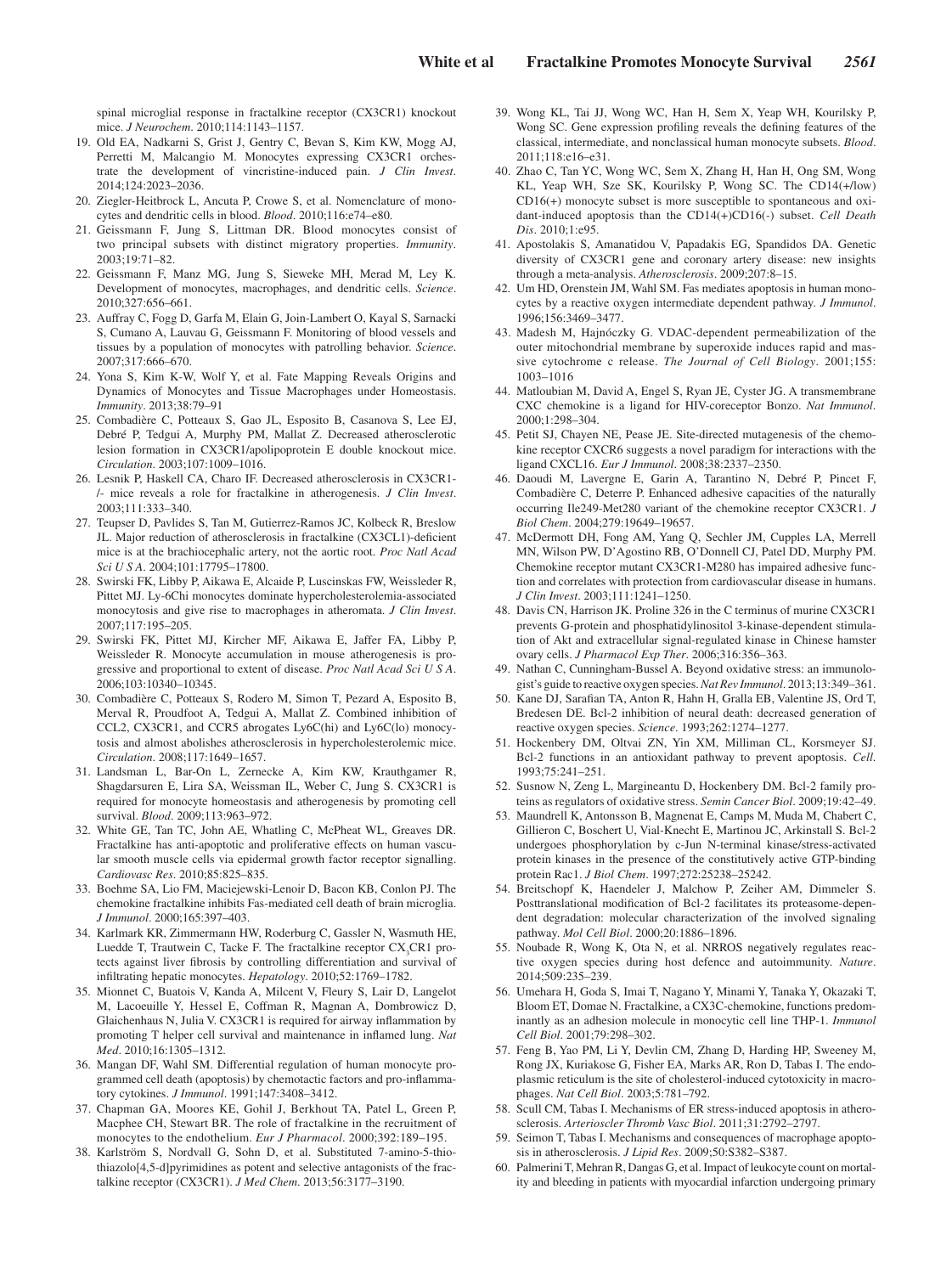spinal microglial response in fractalkine receptor (CX3CR1) knockout mice. *J Neurochem*. 2010;114:1143–1157.

19. Old EA, Nadkarni S, Grist J, Gentry C, Bevan S, Kim KW, Mogg AJ, Perretti M, Malcangio M. Monocytes expressing CX3CR1 orchestrate the development of vincristine-induced pain. *J Clin Invest*. 2014;124:2023–2036.
20. Ziegler-Heitbrock L, Ancuta P, Crowe S, et al. Nomenclature of monocytes and dendritic cells in blood. *Blood*. 2010;116:e74–e80.
21. Geissmann F, Jung S, Littman DR. Blood monocytes consist of two principal subsets with distinct migratory properties. *Immunity*. 2003;19:71–82.
22. Geissmann F, Manz MG, Jung S, Sieweke MH, Merad M, Ley K. Development of monocytes, macrophages, and dendritic cells. *Science*. 2010;327:656–661.
23. Auffray C, Fogg D, Garfa M, Elain G, Join-Lambert O, Kayal S, Sarnacki S, Cumano A, Lauvau G, Geissmann F. Monitoring of blood vessels and tissues by a population of monocytes with patrolling behavior. *Science*. 2007;317:666–670.
24. Yona S, Kim K-W, Wolf Y, et al. Fate Mapping Reveals Origins and Dynamics of Monocytes and Tissue Macrophages under Homeostasis. *Immunity*. 2013;38:79–91
25. Combadière C, Potteaux S, Gao JL, Esposito B, Casanova S, Lee EJ, Debré P, Tedgui A, Murphy PM, Mallat Z. Decreased atherosclerotic lesion formation in CX3CR1/apolipoprotein E double knockout mice. *Circulation*. 2003;107:1009–1016.
26. Lesnik P, Haskell CA, Charo IF. Decreased atherosclerosis in CX3CR1-/- mice reveals a role for fractalkine in atherogenesis. *J Clin Invest*. 2003;111:333–340.
27. Teupser D, Pavlides S, Tan M, Gutierrez-Ramos JC, Kolbeck R, Breslow JL. Major reduction of atherosclerosis in fractalkine (CX3CL1)-deficient mice is at the brachiocephalic artery, not the aortic root. *Proc Natl Acad Sci U S A*. 2004;101:17795–17800.
28. Swirski FK, Libby P, Aikawa E, Alcaide P, Luscinskas FW, Weissleder R, Pittet MJ. Ly-6Chi monocytes dominate hypercholesterolemia-associated monocytosis and give rise to macrophages in atheromata. *J Clin Invest*. 2007;117:195–205.
29. Swirski FK, Pittet MJ, Kircher MF, Aikawa E, Jaffer FA, Libby P, Weissleder R. Monocyte accumulation in mouse atherogenesis is progressive and proportional to extent of disease. *Proc Natl Acad Sci U S A*. 2006;103:10340–10345.
30. Combadière C, Potteaux S, Rodero M, Simon T, Pezard A, Esposito B, Merval R, Proudfoot A, Tedgui A, Mallat Z. Combined inhibition of CCL2, CX3CR1, and CCR5 abrogates Ly6C(hi) and Ly6C(lo) monocytosis and almost abolishes atherosclerosis in hypercholesterolemic mice. *Circulation*. 2008;117:1649–1657.
31. Landsman L, Bar-On L, Zernecke A, Kim KW, Krauthgamer R, Shagdarsuren E, Lira SA, Weissman IL, Weber C, Jung S. CX3CR1 is required for monocyte homeostasis and atherogenesis by promoting cell survival. *Blood*. 2009;113:963–972.
32. White GE, Tan TC, John AE, Whatling C, McPheat WL, Greaves DR. Fractalkine has anti-apoptotic and proliferative effects on human vascular smooth muscle cells via epidermal growth factor receptor signalling. *Cardiovasc Res*. 2010;85:825–835.
33. Boehme SA, Lio FM, Maciejewski-Lenoir D, Bacon KB, Conlon PJ. The chemokine fractalkine inhibits Fas-mediated cell death of brain microglia. *J Immunol*. 2000;165:397–403.
34. Karlmark KR, Zimmermann HW, Roderburg C, Gassler N, Wasmuth HE, Luedde T, Trautwein C, Tacke F. The fractalkine receptor $CX_3CR1$ protects against liver fibrosis by controlling differentiation and survival of infiltrating hepatic monocytes. *Hepatology*. 2010;52:1769–1782.
35. Mionnet C, Buatois V, Kanda A, Milcent V, Fleury S, Lair D, Langelot M, Lacoeuille Y, Hessel E, Coffman R, Magnan A, Dombrowicz D, Glaichenhaus N, Julia V. CX3CR1 is required for airway inflammation by promoting T helper cell survival and maintenance in inflamed lung. *Nat Med*. 2010;16:1305–1312.
36. Mangan DF, Wahl SM. Differential regulation of human monocyte programmed cell death (apoptosis) by chemotactic factors and pro-inflammatory cytokines. *J Immunol*. 1991;147:3408–3412.
37. Chapman GA, Moores KE, Gohil J, Berkhout TA, Patel L, Green P, Macphee CH, Stewart BR. The role of fractalkine in the recruitment of monocytes to the endothelium. *Eur J Pharmacol*. 2000;392:189–195.
38. Karlström S, Nordvall G, Sohn D, et al. Substituted 7-amino-5-thio-thiazolo[4,5-d]pyrimidines as potent and selective antagonists of the fractalkine receptor (CX3CR1). *J Med Chem*. 2013;56:3177–3190.
39. Wong KL, Tai JJ, Wong WC, Han H, Sem X, Yeap WH, Kourilsky P, Wong SC. Gene expression profiling reveals the defining features of the classical, intermediate, and nonclassical human monocyte subsets. *Blood*. 2011;118:e16–e31.
40. Zhao C, Tan YC, Wong WC, Sem X, Zhang H, Han H, Ong SM, Wong KL, Yeap WH, Sze SK, Kourilsky P, Wong SC. The CD14(+/low) CD16(+) monocyte subset is more susceptible to spontaneous and oxidant-induced apoptosis than the CD14(+)CD16(-) subset. *Cell Death Dis*. 2010;1:e95.
41. Apostolakis S, Amanatidou V, Papadakis EG, Spandidos DA. Genetic diversity of CX3CR1 gene and coronary artery disease: new insights through a meta-analysis. *Atherosclerosis*. 2009;207:8–15.
42. Um HD, Orenstein JM, Wahl SM. Fas mediates apoptosis in human monocytes by a reactive oxygen intermediate dependent pathway. *J Immunol*. 1996;156:3469–3477.
43. Madesh M, Hajnóczky G. VDAC-dependent permeabilization of the outer mitochondrial membrane by superoxide induces rapid and massive cytochrome c release. *The Journal of Cell Biology*. 2001;155: 1003–1016
44. Matloubian M, David A, Engel S, Ryan JE, Cyster JG. A transmembrane CXC chemokine is a ligand for HIV-coreceptor Bonzo. *Nat Immunol*. 2000;1:298–304.
45. Petit SJ, Chayen NE, Pease JE. Site-directed mutagenesis of the chemokine receptor CXCR6 suggests a novel paradigm for interactions with the ligand CXCL16. *Eur J Immunol*. 2008;38:2337–2350.
46. Daoudi M, Lavergne E, Garin A, Tarantino N, Debré P, Pincet F, Combadière C, Deterre P. Enhanced adhesive capacities of the naturally occurring Ile249-Met280 variant of the chemokine receptor CX3CR1. *J Biol Chem*. 2004;279:19649–19657.
47. McDermott DH, Fong AM, Yang Q, Sechler JM, Cupples LA, Merrell MN, Wilson PW, D'Agostino RB, O'Donnell CJ, Patel DD, Murphy PM. Chemokine receptor mutant CX3CR1-M280 has impaired adhesive function and correlates with protection from cardiovascular disease in humans. *J Clin Invest*. 2003;111:1241–1250.
48. Davis CN, Harrison JK. Proline 326 in the C terminus of murine CX3CR1 prevents G-protein and phosphatidylinositol 3-kinase-dependent stimulation of Akt and extracellular signal-regulated kinase in Chinese hamster ovary cells. *J Pharmacol Exp Ther*. 2006;316:356–363.
49. Nathan C, Cunningham-Bussel A. Beyond oxidative stress: an immunologist's guide to reactive oxygen species. *Nat Rev Immunol*. 2013;13:349–361.
50. Kane DJ, Sarafian TA, Anton R, Hahn H, Gralla EB, Valentine JS, Ord T, Bredesen DE. Bcl-2 inhibition of neural death: decreased generation of reactive oxygen species. *Science*. 1993;262:1274–1277.
51. Hockenbery DM, Oltvai ZN, Yin XM, Milliman CL, Korsmeyer SJ. Bcl-2 functions in an antioxidant pathway to prevent apoptosis. *Cell*. 1993;75:241–251.
52. Susnow N, Zeng L, Margineantu D, Hockenbery DM. Bcl-2 family proteins as regulators of oxidative stress. *Semin Cancer Biol*. 2009;19:42–49.
53. Maundrell K, Antonsson B, Magnenat E, Camps M, Muda M, Chabert C, Gillieron C, Boschert U, Vial-Knecht E, Martinou JC, Arkinstall S. Bcl-2 undergoes phosphorylation by c-Jun N-terminal kinase/stress-activated protein kinases in the presence of the constitutively active GTP-binding protein Rac1. *J Biol Chem*. 1997;272:25238–25242.
54. Breitschopf K, Haendeler J, Malchow P, Zeiher AM, Dimmeler S. Posttranslational modification of Bcl-2 facilitates its proteasome-dependent degradation: molecular characterization of the involved signaling pathway. *Mol Cell Biol*. 2000;20:1886–1896.
55. Noubade R, Wong K, Ota N, et al. NRROS negatively regulates reactive oxygen species during host defence and autoimmunity. *Nature*. 2014;509:235–239.
56. Umehara H, Goda S, Imai T, Nagano Y, Minami Y, Tanaka Y, Okazaki T, Bloom ET, Domae N. Fractalkine, a CX3C-chemokine, functions predominantly as an adhesion molecule in monocytic cell line THP-1. *Immunol Cell Biol*. 2001;79:298–302.
57. Feng B, Yao PM, Li Y, Devlin CM, Zhang D, Harding HP, Sweeney M, Rong JX, Kuriakose G, Fisher EA, Marks AR, Ron D, Tabas I. The endoplasmic reticulum is the site of cholesterol-induced cytotoxicity in macrophages. *Nat Cell Biol*. 2003;5:781–792.
58. Scull CM, Tabas I. Mechanisms of ER stress-induced apoptosis in atherosclerosis. *Arterioscler Thromb Vasc Biol*. 2011;31:2792–2797.
59. Seimon T, Tabas I. Mechanisms and consequences of macrophage apoptosis in atherosclerosis. *J Lipid Res*. 2009;50:S382–S387.
60. Palmerini T, Mehran R, Dangas G, et al. Impact of leukocyte count on mortality and bleeding in patients with myocardial infarction undergoing primary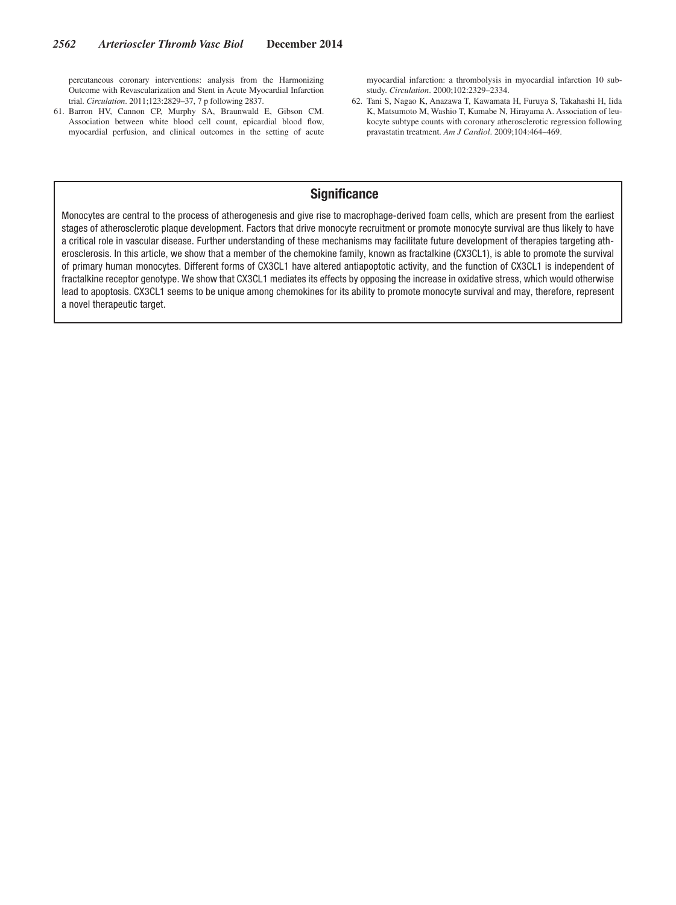percutaneous coronary interventions: analysis from the Harmonizing Outcome with Revascularization and Stent in Acute Myocardial Infarction trial. *Circulation*. 2011;123:2829–37, 7 p following 2837.

61. Barron HV, Cannon CP, Murphy SA, Braunwald E, Gibson CM. Association between white blood cell count, epicardial blood flow, myocardial perfusion, and clinical outcomes in the setting of acute myocardial infarction: a thrombolysis in myocardial infarction 10 substudy. *Circulation*. 2000;102:2329–2334.
62. Tani S, Nagao K, Anazawa T, Kawamata H, Furuya S, Takahashi H, Iida K, Matsumoto M, Washio T, Kumabe N, Hirayama A. Association of leukocyte subtype counts with coronary atherosclerotic regression following pravastatin treatment. *Am J Cardiol*. 2009;104:464–469.

## Significance

Monocytes are central to the process of atherogenesis and give rise to macrophage-derived foam cells, which are present from the earliest stages of atherosclerotic plaque development. Factors that drive monocyte recruitment or promote monocyte survival are thus likely to have a critical role in vascular disease. Further understanding of these mechanisms may facilitate future development of therapies targeting atherosclerosis. In this article, we show that a member of the chemokine family, known as fractalkine (CX3CL1), is able to promote the survival of primary human monocytes. Different forms of CX3CL1 have altered antiapoptotic activity, and the function of CX3CL1 is independent of fractalkine receptor genotype. We show that CX3CL1 mediates its effects by opposing the increase in oxidative stress, which would otherwise lead to apoptosis. CX3CL1 seems to be unique among chemokines for its ability to promote monocyte survival and may, therefore, represent a novel therapeutic target.